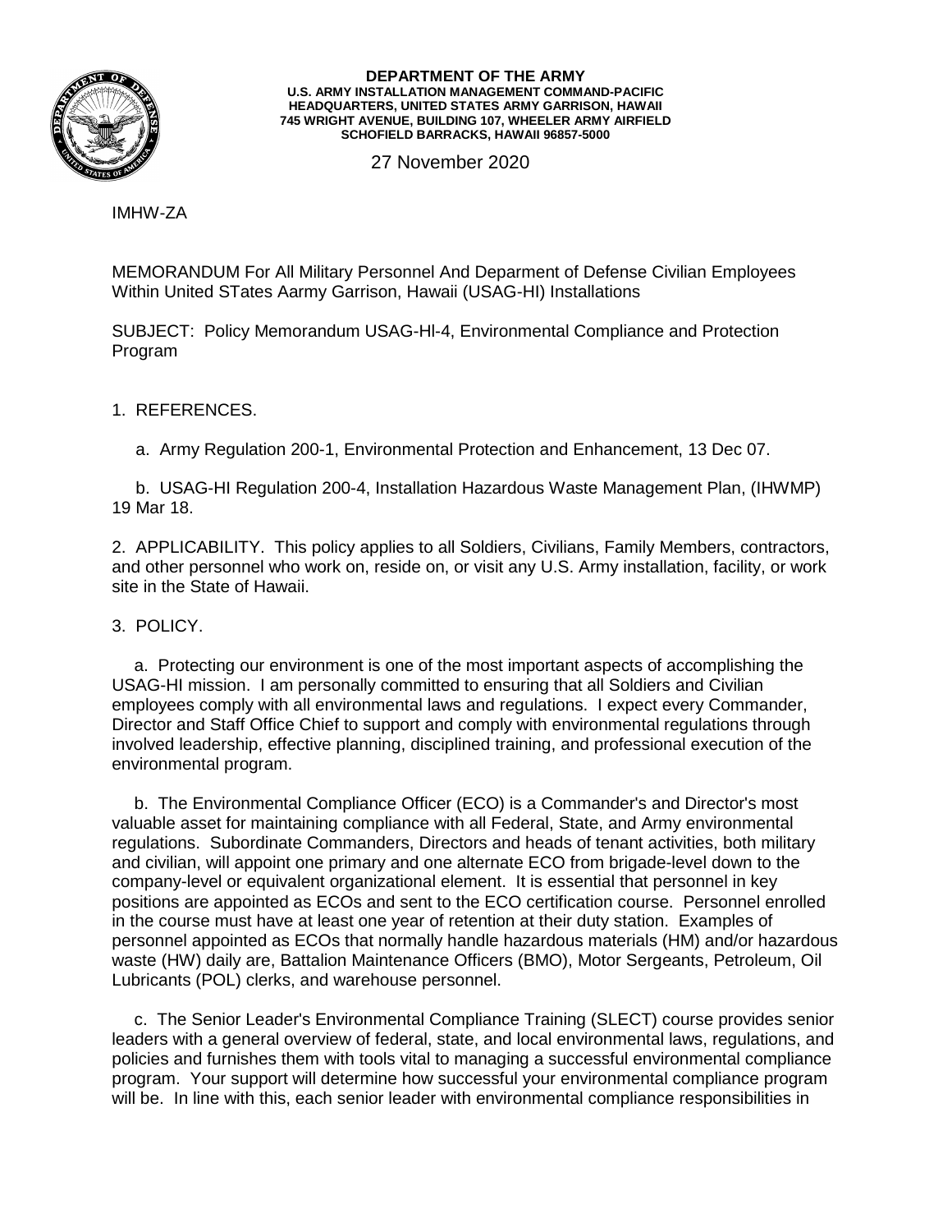**DEPARTMENT OF THE ARMY**
**U.S. ARMY INSTALLATION MANAGEMENT COMMAND-PACIFIC**
**HEADQUARTERS, UNITED STATES ARMY GARRISON, HAWAII**
**745 WRIGHT AVENUE, BUILDING 107, WHEELER ARMY AIRFIELD**
**SCHOFIELD BARRACKS, HAWAII 96857-5000**

27 November 2020

IMHW-ZA

MEMORANDUM For All Military Personnel And Deparment of Defense Civilian Employees Within United STates Aarmy Garrison, Hawaii (USAG-HI) Installations

SUBJECT: Policy Memorandum USAG-Hl-4, Environmental Compliance and Protection Program

1. REFERENCES.

   a. Army Regulation 200-1, Environmental Protection and Enhancement, 13 Dec 07.

   b. USAG-HI Regulation 200-4, Installation Hazardous Waste Management Plan, (IHWMP) 19 Mar 18.

2. APPLICABILITY. This policy applies to all Soldiers, Civilians, Family Members, contractors, and other personnel who work on, reside on, or visit any U.S. Army installation, facility, or work site in the State of Hawaii.

3. POLICY.

   a. Protecting our environment is one of the most important aspects of accomplishing the USAG-HI mission. I am personally committed to ensuring that all Soldiers and Civilian employees comply with all environmental laws and regulations. I expect every Commander, Director and Staff Office Chief to support and comply with environmental regulations through involved leadership, effective planning, disciplined training, and professional execution of the environmental program.

   b. The Environmental Compliance Officer (ECO) is a Commander's and Director's most valuable asset for maintaining compliance with all Federal, State, and Army environmental regulations. Subordinate Commanders, Directors and heads of tenant activities, both military and civilian, will appoint one primary and one alternate ECO from brigade-level down to the company-level or equivalent organizational element. It is essential that personnel in key positions are appointed as ECOs and sent to the ECO certification course. Personnel enrolled in the course must have at least one year of retention at their duty station. Examples of personnel appointed as ECOs that normally handle hazardous materials (HM) and/or hazardous waste (HW) daily are, Battalion Maintenance Officers (BMO), Motor Sergeants, Petroleum, Oil Lubricants (POL) clerks, and warehouse personnel.

   c. The Senior Leader's Environmental Compliance Training (SLECT) course provides senior leaders with a general overview of federal, state, and local environmental laws, regulations, and policies and furnishes them with tools vital to managing a successful environmental compliance program. Your support will determine how successful your environmental compliance program will be. In line with this, each senior leader with environmental compliance responsibilities in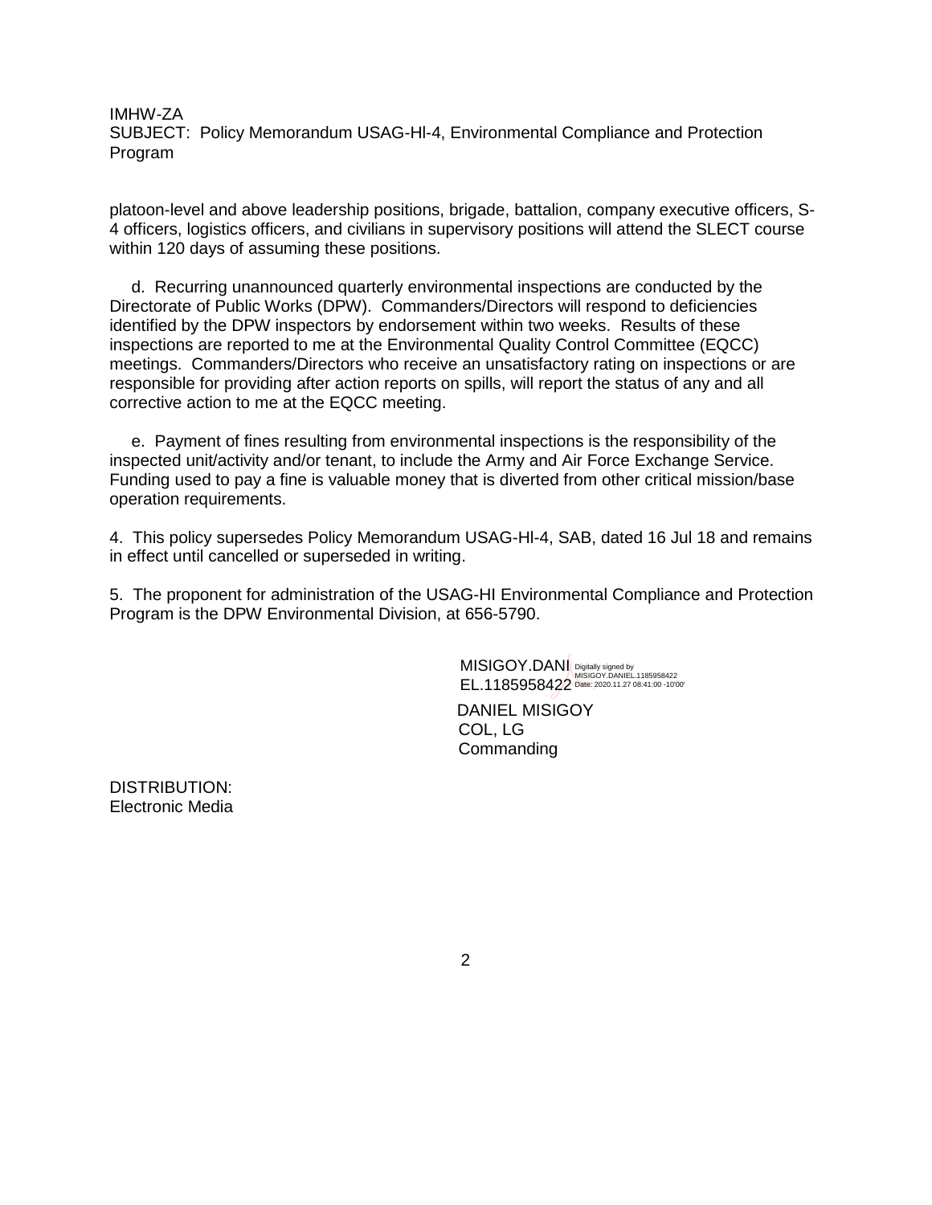platoon-level and above leadership positions, brigade, battalion, company executive officers, S-4 officers, logistics officers, and civilians in supervisory positions will attend the SLECT course within 120 days of assuming these positions.

d. Recurring unannounced quarterly environmental inspections are conducted by the Directorate of Public Works (DPW). Commanders/Directors will respond to deficiencies identified by the DPW inspectors by endorsement within two weeks. Results of these inspections are reported to me at the Environmental Quality Control Committee (EQCC) meetings. Commanders/Directors who receive an unsatisfactory rating on inspections or are responsible for providing after action reports on spills, will report the status of any and all corrective action to me at the EQCC meeting.

e. Payment of fines resulting from environmental inspections is the responsibility of the inspected unit/activity and/or tenant, to include the Army and Air Force Exchange Service. Funding used to pay a fine is valuable money that is diverted from other critical mission/base operation requirements.

4. This policy supersedes Policy Memorandum USAG-HI-4, SAB, dated 16 Jul 18 and remains in effect until cancelled or superseded in writing.

5. The proponent for administration of the USAG-HI Environmental Compliance and Protection Program is the DPW Environmental Division, at 656-5790.

MISIGOY.DANIEL.1185958422 Digitally signed by MISIGOY.DANIEL.1185958422 Date: 2020.11.27 08:41:00 -10'00'

DANIEL MISIGOY
COL, LG
Commanding

DISTRIBUTION:
Electronic Media